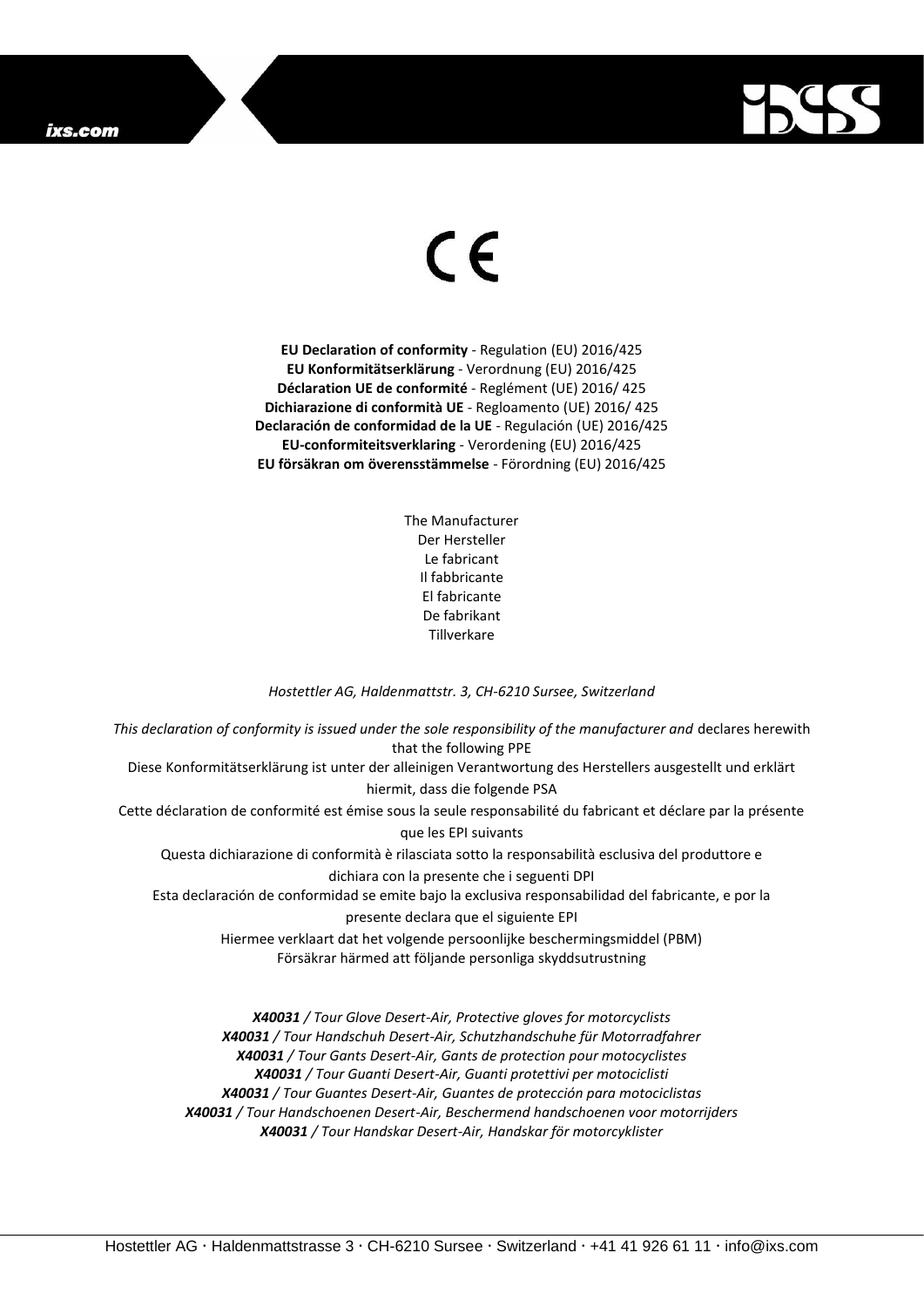ixs.com

CE

**EU Declaration of conformity** - Regulation (EU) 2016/425
**EU Konformitätserklärung** - Verordnung (EU) 2016/425
**Déclaration UE de conformité** - Reglément (UE) 2016/ 425
**Dichiarazione di conformità UE** - Regloamento (UE) 2016/ 425
**Declaración de conformidad de la UE** - Regulación (UE) 2016/425
**EU-conformiteitsverklaring** - Verordening (EU) 2016/425
**EU försäkran om överensstämmelse** - Förordning (EU) 2016/425

The Manufacturer
Der Hersteller
Le fabricant
Il fabbricante
El fabricante
De fabrikant
Tillverkare

*Hostettler AG, Haldenmattstr. 3, CH-6210 Sursee, Switzerland*

*This declaration of conformity is issued under the sole responsibility of the manufacturer and* declares herewith that the following PPE

Diese Konformitätserklärung ist unter der alleinigen Verantwortung des Herstellers ausgestellt und erklärt hiermit, dass die folgende PSA

Cette déclaration de conformité est émise sous la seule responsabilité du fabricant et déclare par la présente que les EPI suivants

Questa dichiarazione di conformità è rilasciata sotto la responsabilità esclusiva del produttore e dichiara con la presente che i seguenti DPI

Esta declaración de conformidad se emite bajo la exclusiva responsabilidad del fabricante, e por la presente declara que el siguiente EPI

Hiermee verklaart dat het volgende persoonlijke beschermingsmiddel (PBM)

Försäkrar härmed att följande personliga skyddsutrustning

***X40031*** */ Tour Glove Desert-Air, Protective gloves for motorcyclists*
***X40031*** */ Tour Handschuh Desert-Air, Schutzhandschuhe für Motorradfahrer*
***X40031*** */ Tour Gants Desert-Air, Gants de protection pour motocyclistes*
***X40031*** */ Tour Guanti Desert-Air, Guanti protettivi per motociclisti*
***X40031*** */ Tour Guantes Desert-Air, Guantes de protección para motociclistas*
***X40031*** */ Tour Handschoenen Desert-Air, Beschermend handschoenen voor motorrijders*
***X40031*** */ Tour Handskar Desert-Air, Handskar för motorcyklister*

Hostettler AG · Haldenmattstrasse 3 · CH-6210 Sursee · Switzerland · +41 41 926 61 11 · info@ixs.com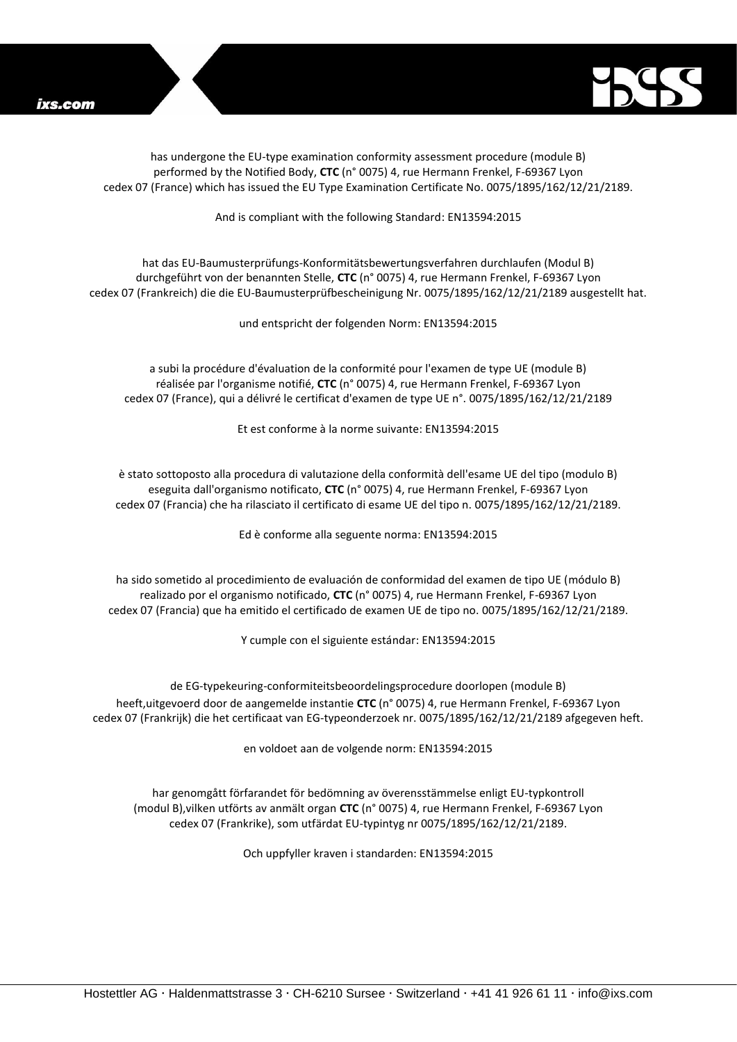has undergone the EU-type examination conformity assessment procedure (module B) performed by the Notified Body, **CTC** (n° 0075) 4, rue Hermann Frenkel, F-69367 Lyon cedex 07 (France) which has issued the EU Type Examination Certificate No. 0075/1895/162/12/21/2189.

And is compliant with the following Standard: EN13594:2015

hat das EU-Baumusterprüfungs-Konformitätsbewertungsverfahren durchlaufen (Modul B) durchgeführt von der benannten Stelle, **CTC** (n° 0075) 4, rue Hermann Frenkel, F-69367 Lyon cedex 07 (Frankreich) die die EU-Baumusterprüfbescheinigung Nr. 0075/1895/162/12/21/2189 ausgestellt hat.

und entspricht der folgenden Norm: EN13594:2015

a subi la procédure d'évaluation de la conformité pour l'examen de type UE (module B) réalisée par l'organisme notifié, **CTC** (n° 0075) 4, rue Hermann Frenkel, F-69367 Lyon cedex 07 (France), qui a délivré le certificat d'examen de type UE n°. 0075/1895/162/12/21/2189

Et est conforme à la norme suivante: EN13594:2015

è stato sottoposto alla procedura di valutazione della conformità dell'esame UE del tipo (modulo B) eseguita dall'organismo notificato, **CTC** (n° 0075) 4, rue Hermann Frenkel, F-69367 Lyon cedex 07 (Francia) che ha rilasciato il certificato di esame UE del tipo n. 0075/1895/162/12/21/2189.

Ed è conforme alla seguente norma: EN13594:2015

ha sido sometido al procedimiento de evaluación de conformidad del examen de tipo UE (módulo B) realizado por el organismo notificado, **CTC** (n° 0075) 4, rue Hermann Frenkel, F-69367 Lyon cedex 07 (Francia) que ha emitido el certificado de examen UE de tipo no. 0075/1895/162/12/21/2189.

Y cumple con el siguiente estándar: EN13594:2015

de EG-typekeuring-conformiteitsbeoordelingsprocedure doorlopen (module B) heeft,uitgevoerd door de aangemelde instantie **CTC** (n° 0075) 4, rue Hermann Frenkel, F-69367 Lyon cedex 07 (Frankrijk) die het certificaat van EG-typeonderzoek nr. 0075/1895/162/12/21/2189 afgegeven heft.

en voldoet aan de volgende norm: EN13594:2015

har genomgått förfarandet för bedömning av överensstämmelse enligt EU-typkontroll (modul B),vilken utförts av anmält organ **CTC** (n° 0075) 4, rue Hermann Frenkel, F-69367 Lyon cedex 07 (Frankrike), som utfärdat EU-typintyg nr 0075/1895/162/12/21/2189.

Och uppfyller kraven i standarden: EN13594:2015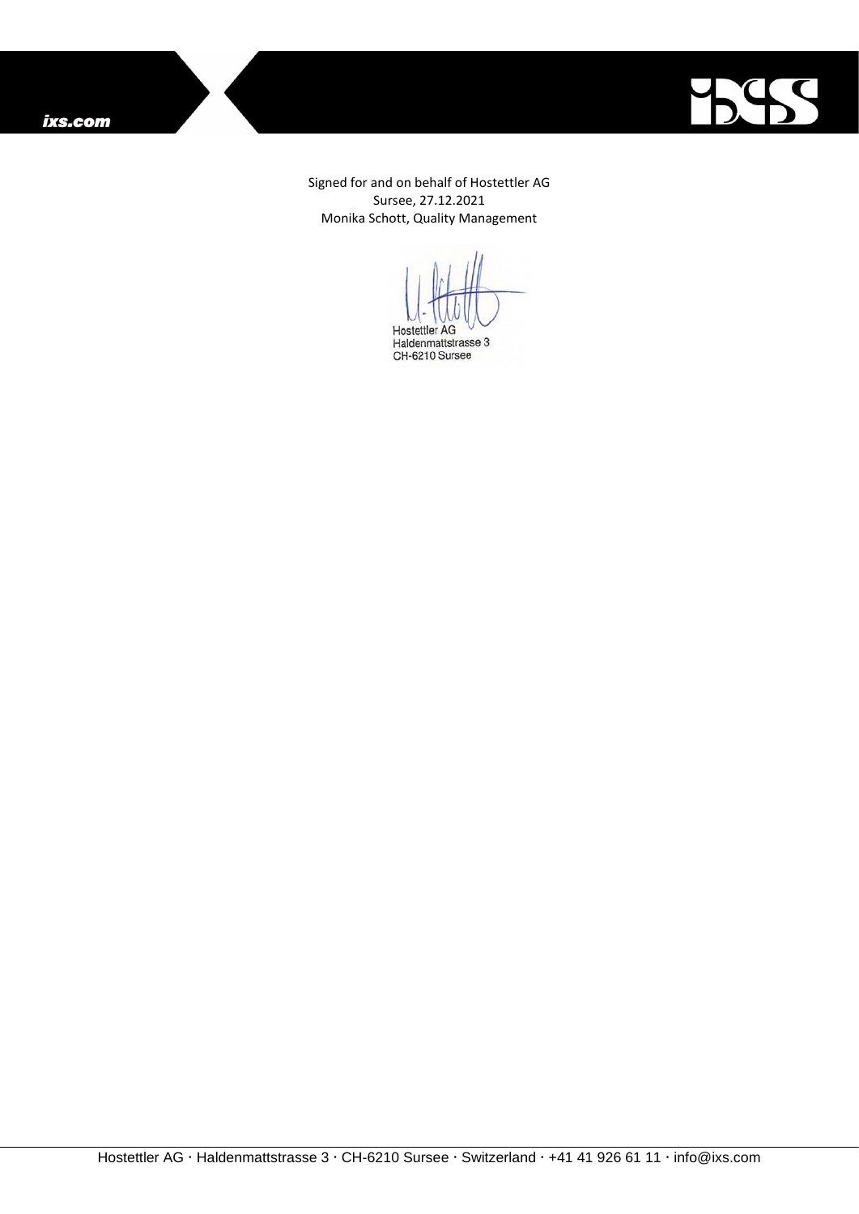Signed for and on behalf of Hostettler AG
Sursee, 27.12.2021
Monika Schott, Quality Management

Hostettler AG
Haldenmattstrasse 3
CH-6210 Sursee